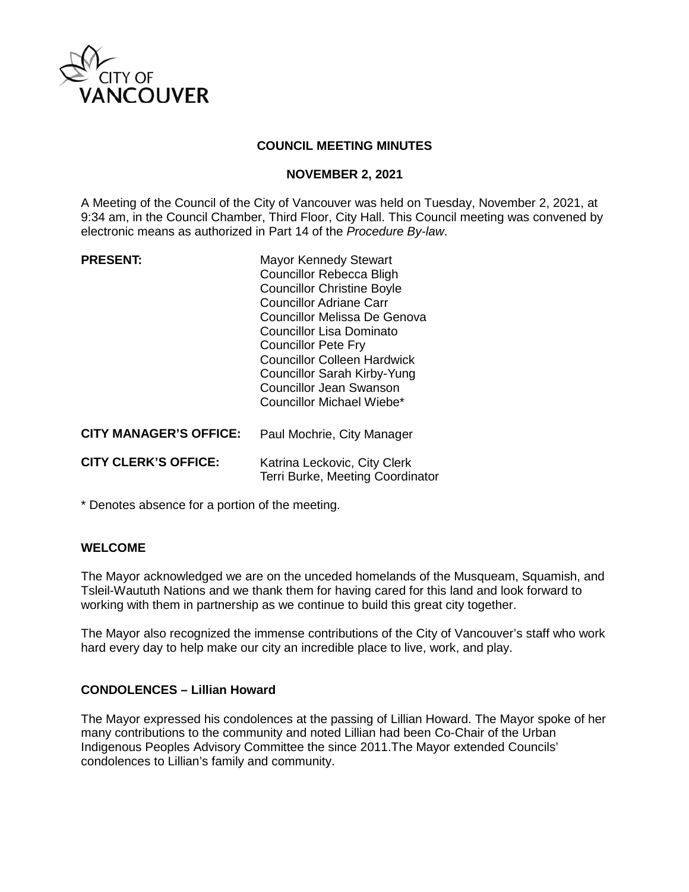CITY OF VANCOUVER

# COUNCIL MEETING MINUTES

## NOVEMBER 2, 2021

A Meeting of the Council of the City of Vancouver was held on Tuesday, November 2, 2021, at 9:34 am, in the Council Chamber, Third Floor, City Hall. This Council meeting was convened by electronic means as authorized in Part 14 of the *Procedure By-law*.

| | |
|---|---|
| **PRESENT:** | Mayor Kennedy Stewart<br>Councillor Rebecca Bligh<br>Councillor Christine Boyle<br>Councillor Adriane Carr<br>Councillor Melissa De Genova<br>Councillor Lisa Dominato<br>Councillor Pete Fry<br>Councillor Colleen Hardwick<br>Councillor Sarah Kirby-Yung<br>Councillor Jean Swanson<br>Councillor Michael Wiebe* |
| **CITY MANAGER'S OFFICE:** | Paul Mochrie, City Manager |
| **CITY CLERK'S OFFICE:** | Katrina Leckovic, City Clerk<br>Terri Burke, Meeting Coordinator |

\* Denotes absence for a portion of the meeting.

### WELCOME

The Mayor acknowledged we are on the unceded homelands of the Musqueam, Squamish, and Tsleil-Waututh Nations and we thank them for having cared for this land and look forward to working with them in partnership as we continue to build this great city together.

The Mayor also recognized the immense contributions of the City of Vancouver's staff who work hard every day to help make our city an incredible place to live, work, and play.

### CONDOLENCES – Lillian Howard

The Mayor expressed his condolences at the passing of Lillian Howard. The Mayor spoke of her many contributions to the community and noted Lillian had been Co-Chair of the Urban Indigenous Peoples Advisory Committee the since 2011.The Mayor extended Councils' condolences to Lillian's family and community.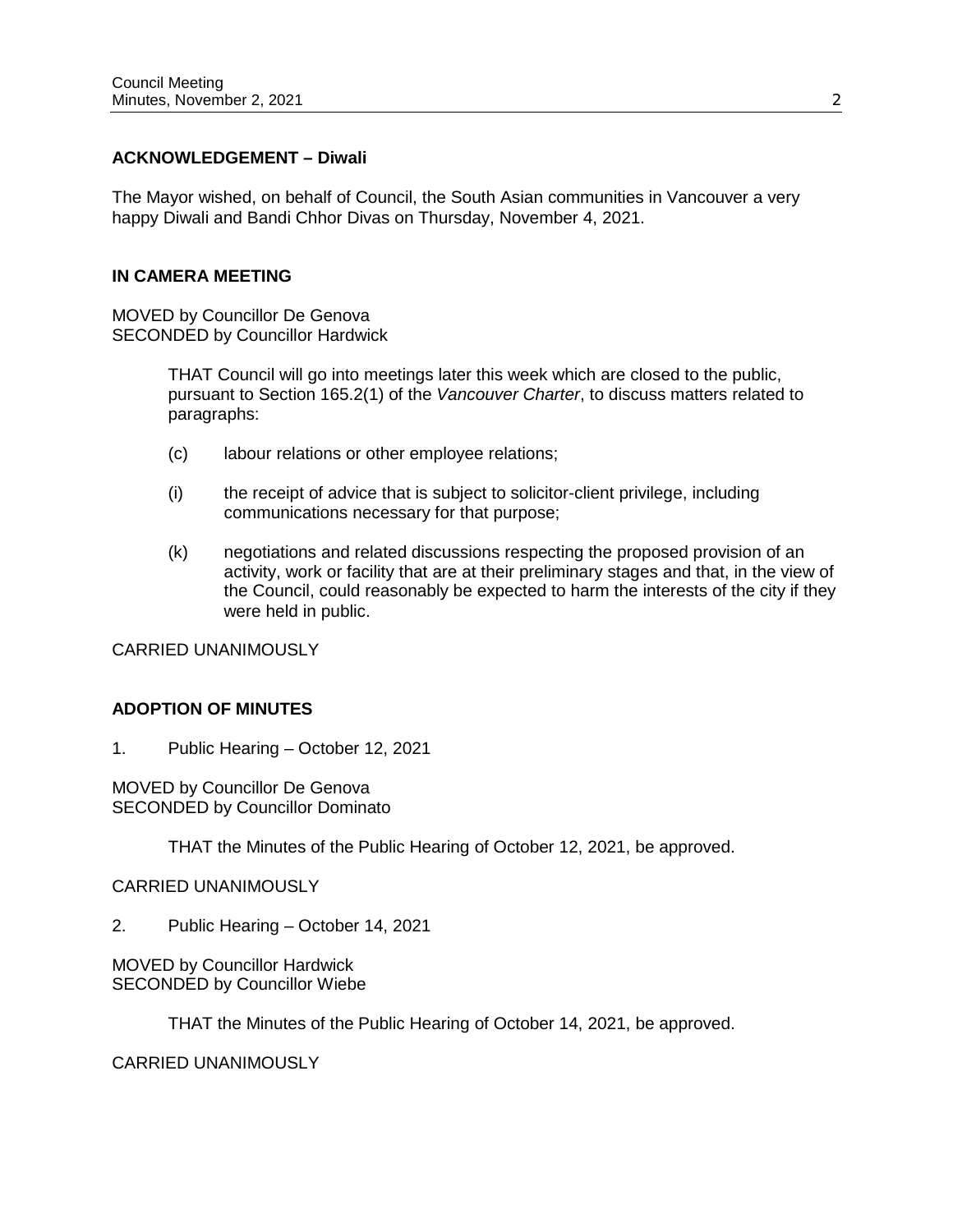## ACKNOWLEDGEMENT – Diwali

The Mayor wished, on behalf of Council, the South Asian communities in Vancouver a very happy Diwali and Bandi Chhor Divas on Thursday, November 4, 2021.

## IN CAMERA MEETING

MOVED by Councillor De Genova
SECONDED by Councillor Hardwick

> THAT Council will go into meetings later this week which are closed to the public, pursuant to Section 165.2(1) of the *Vancouver Charter*, to discuss matters related to paragraphs:
>
> (c) labour relations or other employee relations;
>
> (i) the receipt of advice that is subject to solicitor-client privilege, including communications necessary for that purpose;
>
> (k) negotiations and related discussions respecting the proposed provision of an activity, work or facility that are at their preliminary stages and that, in the view of the Council, could reasonably be expected to harm the interests of the city if they were held in public.

CARRIED UNANIMOUSLY

## ADOPTION OF MINUTES

1. Public Hearing – October 12, 2021

MOVED by Councillor De Genova
SECONDED by Councillor Dominato

> THAT the Minutes of the Public Hearing of October 12, 2021, be approved.

CARRIED UNANIMOUSLY

2. Public Hearing – October 14, 2021

MOVED by Councillor Hardwick
SECONDED by Councillor Wiebe

> THAT the Minutes of the Public Hearing of October 14, 2021, be approved.

CARRIED UNANIMOUSLY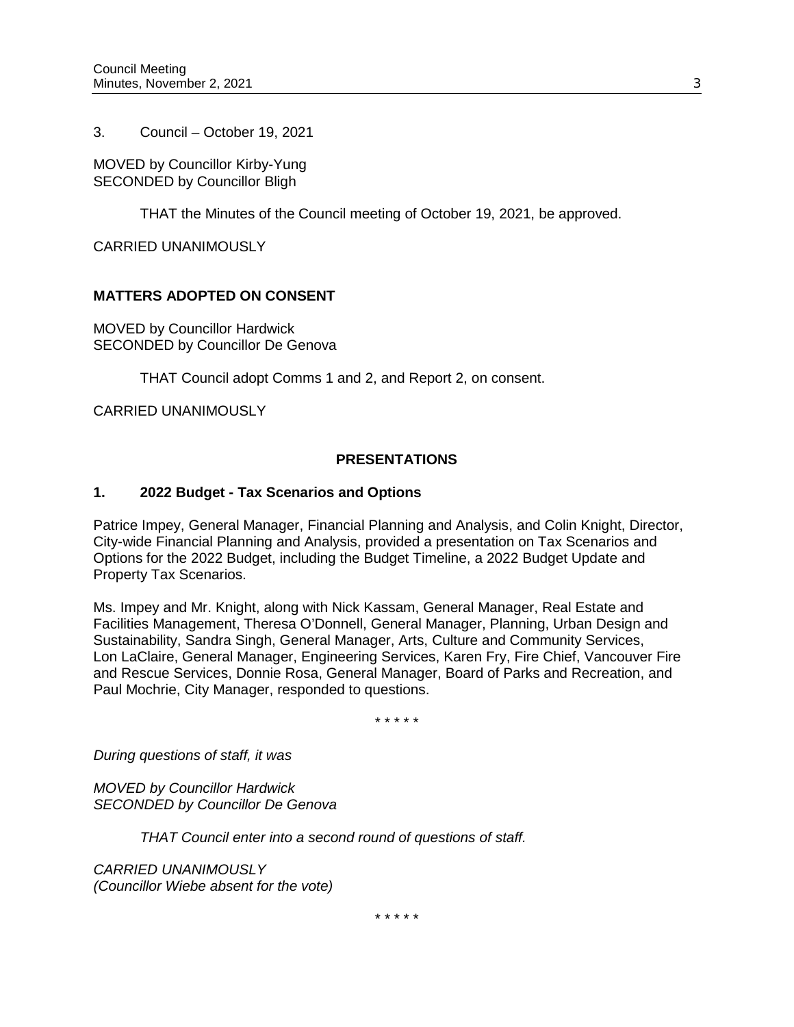3. Council – October 19, 2021

MOVED by Councillor Kirby-Yung
SECONDED by Councillor Bligh

> THAT the Minutes of the Council meeting of October 19, 2021, be approved.

CARRIED UNANIMOUSLY

**MATTERS ADOPTED ON CONSENT**

MOVED by Councillor Hardwick
SECONDED by Councillor De Genova

> THAT Council adopt Comms 1 and 2, and Report 2, on consent.

CARRIED UNANIMOUSLY

## PRESENTATIONS

### 1. 2022 Budget - Tax Scenarios and Options

Patrice Impey, General Manager, Financial Planning and Analysis, and Colin Knight, Director, City-wide Financial Planning and Analysis, provided a presentation on Tax Scenarios and Options for the 2022 Budget, including the Budget Timeline, a 2022 Budget Update and Property Tax Scenarios.

Ms. Impey and Mr. Knight, along with Nick Kassam, General Manager, Real Estate and Facilities Management, Theresa O'Donnell, General Manager, Planning, Urban Design and Sustainability, Sandra Singh, General Manager, Arts, Culture and Community Services, Lon LaClaire, General Manager, Engineering Services, Karen Fry, Fire Chief, Vancouver Fire and Rescue Services, Donnie Rosa, General Manager, Board of Parks and Recreation, and Paul Mochrie, City Manager, responded to questions.

\* \* \* \* \*

*During questions of staff, it was*

*MOVED by Councillor Hardwick*
*SECONDED by Councillor De Genova*

> *THAT Council enter into a second round of questions of staff.*

*CARRIED UNANIMOUSLY*
*(Councillor Wiebe absent for the vote)*

\* \* \* \* \*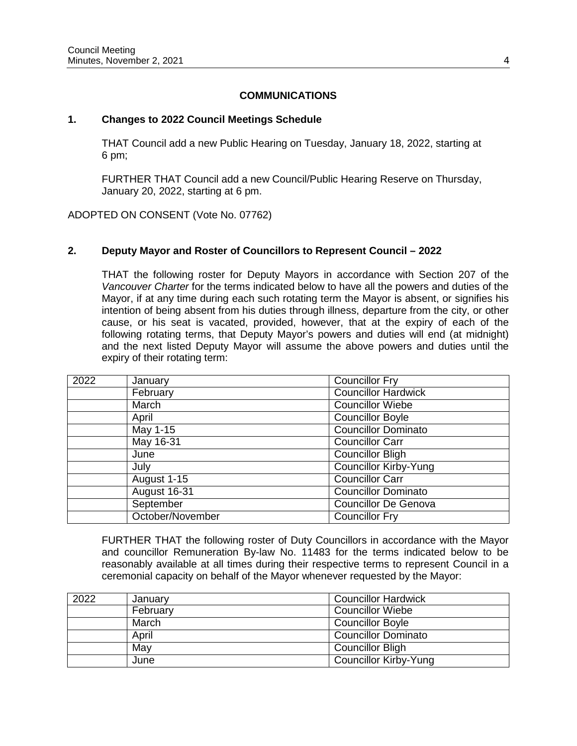## COMMUNICATIONS

### 1. Changes to 2022 Council Meetings Schedule

THAT Council add a new Public Hearing on Tuesday, January 18, 2022, starting at 6 pm;

FURTHER THAT Council add a new Council/Public Hearing Reserve on Thursday, January 20, 2022, starting at 6 pm.

ADOPTED ON CONSENT (Vote No. 07762)

### 2. Deputy Mayor and Roster of Councillors to Represent Council – 2022

THAT the following roster for Deputy Mayors in accordance with Section 207 of the *Vancouver Charter* for the terms indicated below to have all the powers and duties of the Mayor, if at any time during each such rotating term the Mayor is absent, or signifies his intention of being absent from his duties through illness, departure from the city, or other cause, or his seat is vacated, provided, however, that at the expiry of each of the following rotating terms, that Deputy Mayor's powers and duties will end (at midnight) and the next listed Deputy Mayor will assume the above powers and duties until the expiry of their rotating term:

| 2022 | January | Councillor Fry |
|---|---|---|
| | February | Councillor Hardwick |
| | March | Councillor Wiebe |
| | April | Councillor Boyle |
| | May 1-15 | Councillor Dominato |
| | May 16-31 | Councillor Carr |
| | June | Councillor Bligh |
| | July | Councillor Kirby-Yung |
| | August 1-15 | Councillor Carr |
| | August 16-31 | Councillor Dominato |
| | September | Councillor De Genova |
| | October/November | Councillor Fry |

FURTHER THAT the following roster of Duty Councillors in accordance with the Mayor and councillor Remuneration By-law No. 11483 for the terms indicated below to be reasonably available at all times during their respective terms to represent Council in a ceremonial capacity on behalf of the Mayor whenever requested by the Mayor:

| 2022 | January | Councillor Hardwick |
|---|---|---|
| | February | Councillor Wiebe |
| | March | Councillor Boyle |
| | April | Councillor Dominato |
| | May | Councillor Bligh |
| | June | Councillor Kirby-Yung |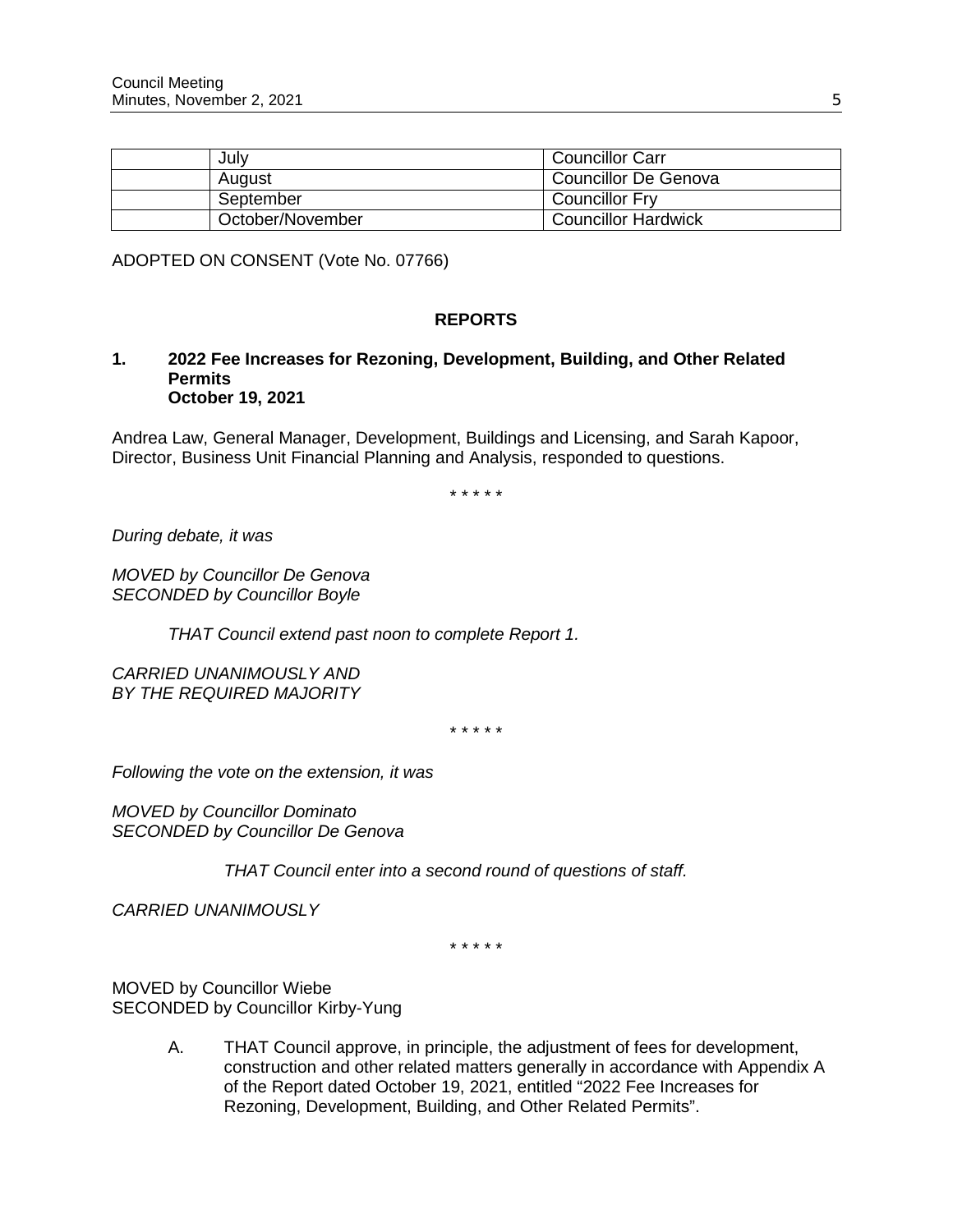| | July | Councillor Carr |
|---|---|---|
| | August | Councillor De Genova |
| | September | Councillor Fry |
| | October/November | Councillor Hardwick |

ADOPTED ON CONSENT (Vote No. 07766)

## REPORTS

### 1. 2022 Fee Increases for Rezoning, Development, Building, and Other Related Permits
**October 19, 2021**

Andrea Law, General Manager, Development, Buildings and Licensing, and Sarah Kapoor, Director, Business Unit Financial Planning and Analysis, responded to questions.

\* \* \* \* \*

*During debate, it was*

*MOVED by Councillor De Genova*
*SECONDED by Councillor Boyle*

> *THAT Council extend past noon to complete Report 1.*

*CARRIED UNANIMOUSLY AND*
*BY THE REQUIRED MAJORITY*

\* \* \* \* \*

*Following the vote on the extension, it was*

*MOVED by Councillor Dominato*
*SECONDED by Councillor De Genova*

> *THAT Council enter into a second round of questions of staff.*

*CARRIED UNANIMOUSLY*

\* \* \* \* \*

MOVED by Councillor Wiebe
SECONDED by Councillor Kirby-Yung

> A. THAT Council approve, in principle, the adjustment of fees for development, construction and other related matters generally in accordance with Appendix A of the Report dated October 19, 2021, entitled "2022 Fee Increases for Rezoning, Development, Building, and Other Related Permits".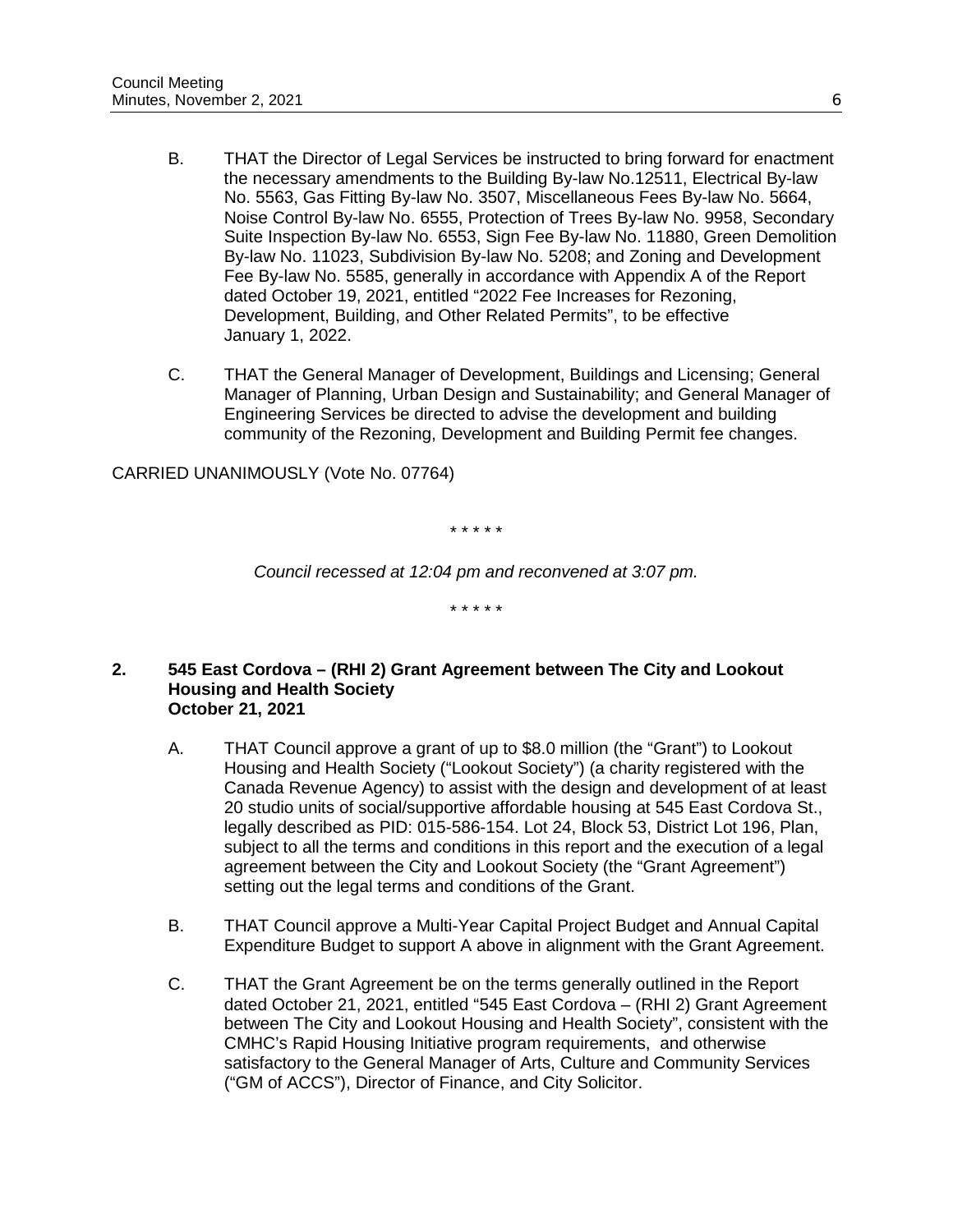B. THAT the Director of Legal Services be instructed to bring forward for enactment the necessary amendments to the Building By-law No.12511, Electrical By-law No. 5563, Gas Fitting By-law No. 3507, Miscellaneous Fees By-law No. 5664, Noise Control By-law No. 6555, Protection of Trees By-law No. 9958, Secondary Suite Inspection By-law No. 6553, Sign Fee By-law No. 11880, Green Demolition By-law No. 11023, Subdivision By-law No. 5208; and Zoning and Development Fee By-law No. 5585, generally in accordance with Appendix A of the Report dated October 19, 2021, entitled "2022 Fee Increases for Rezoning, Development, Building, and Other Related Permits", to be effective January 1, 2022.

C. THAT the General Manager of Development, Buildings and Licensing; General Manager of Planning, Urban Design and Sustainability; and General Manager of Engineering Services be directed to advise the development and building community of the Rezoning, Development and Building Permit fee changes.

CARRIED UNANIMOUSLY (Vote No. 07764)

\* \* \* \* \*

*Council recessed at 12:04 pm and reconvened at 3:07 pm.*

\* \* \* \* \*

**2. 545 East Cordova – (RHI 2) Grant Agreement between The City and Lookout Housing and Health Society**
**October 21, 2021**

A. THAT Council approve a grant of up to $8.0 million (the "Grant") to Lookout Housing and Health Society ("Lookout Society") (a charity registered with the Canada Revenue Agency) to assist with the design and development of at least 20 studio units of social/supportive affordable housing at 545 East Cordova St., legally described as PID: 015-586-154. Lot 24, Block 53, District Lot 196, Plan, subject to all the terms and conditions in this report and the execution of a legal agreement between the City and Lookout Society (the "Grant Agreement") setting out the legal terms and conditions of the Grant.

B. THAT Council approve a Multi-Year Capital Project Budget and Annual Capital Expenditure Budget to support A above in alignment with the Grant Agreement.

C. THAT the Grant Agreement be on the terms generally outlined in the Report dated October 21, 2021, entitled "545 East Cordova – (RHI 2) Grant Agreement between The City and Lookout Housing and Health Society", consistent with the CMHC's Rapid Housing Initiative program requirements, and otherwise satisfactory to the General Manager of Arts, Culture and Community Services ("GM of ACCS"), Director of Finance, and City Solicitor.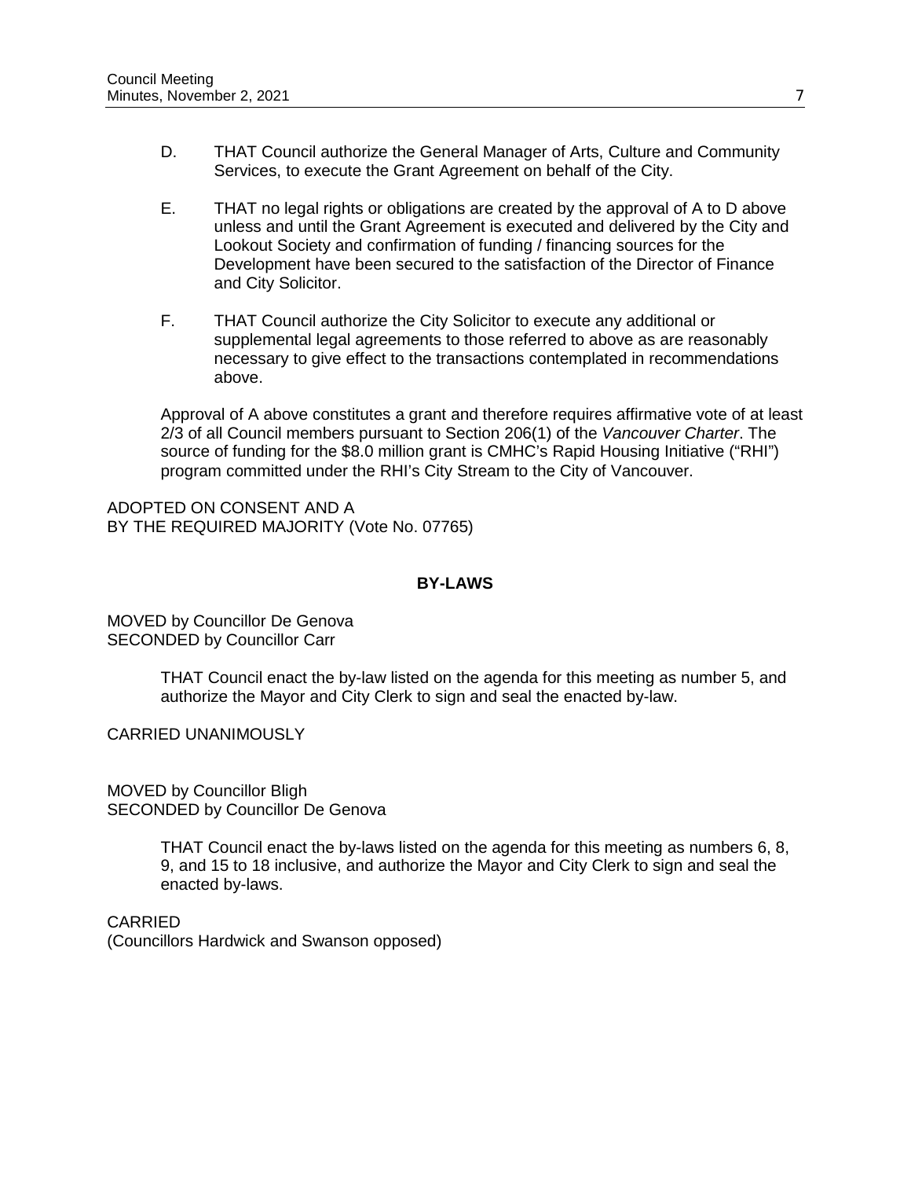D. THAT Council authorize the General Manager of Arts, Culture and Community Services, to execute the Grant Agreement on behalf of the City.

E. THAT no legal rights or obligations are created by the approval of A to D above unless and until the Grant Agreement is executed and delivered by the City and Lookout Society and confirmation of funding / financing sources for the Development have been secured to the satisfaction of the Director of Finance and City Solicitor.

F. THAT Council authorize the City Solicitor to execute any additional or supplemental legal agreements to those referred to above as are reasonably necessary to give effect to the transactions contemplated in recommendations above.

Approval of A above constitutes a grant and therefore requires affirmative vote of at least 2/3 of all Council members pursuant to Section 206(1) of the *Vancouver Charter*. The source of funding for the \$8.0 million grant is CMHC's Rapid Housing Initiative ("RHI") program committed under the RHI's City Stream to the City of Vancouver.

ADOPTED ON CONSENT AND A
BY THE REQUIRED MAJORITY (Vote No. 07765)

## BY-LAWS

MOVED by Councillor De Genova
SECONDED by Councillor Carr

> THAT Council enact the by-law listed on the agenda for this meeting as number 5, and authorize the Mayor and City Clerk to sign and seal the enacted by-law.

CARRIED UNANIMOUSLY

MOVED by Councillor Bligh
SECONDED by Councillor De Genova

> THAT Council enact the by-laws listed on the agenda for this meeting as numbers 6, 8, 9, and 15 to 18 inclusive, and authorize the Mayor and City Clerk to sign and seal the enacted by-laws.

CARRIED
(Councillors Hardwick and Swanson opposed)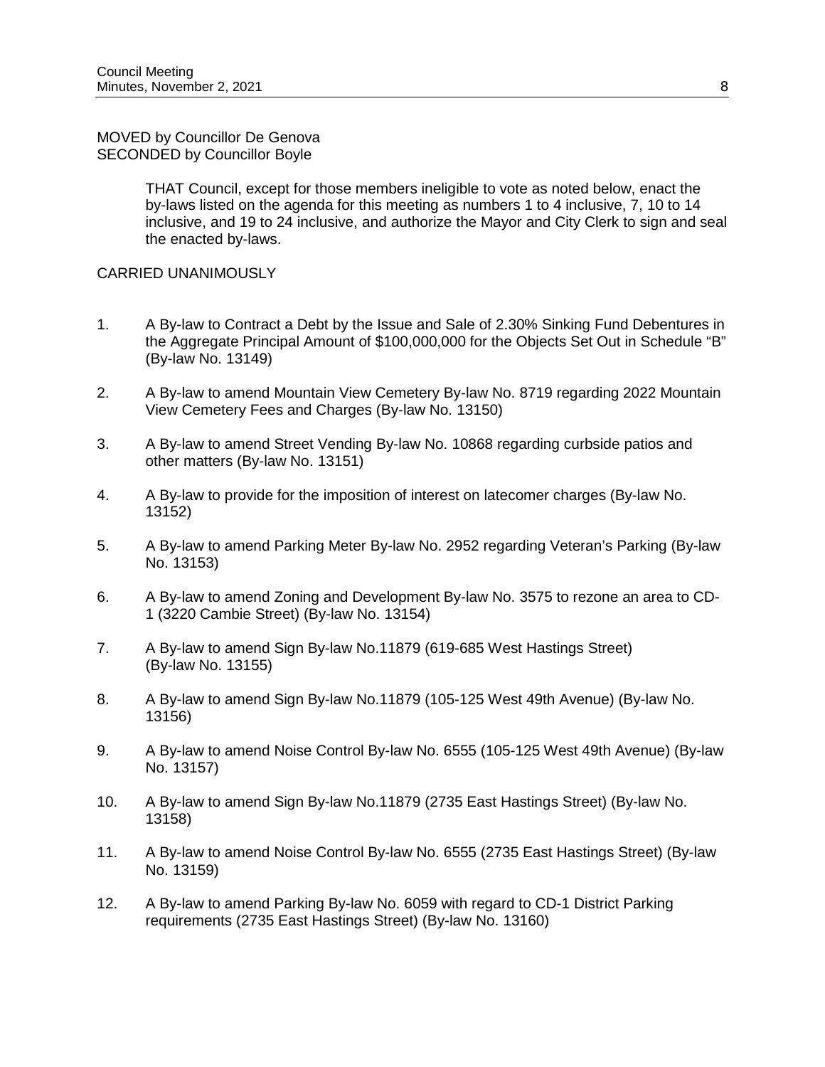MOVED by Councillor De Genova
SECONDED by Councillor Boyle

> THAT Council, except for those members ineligible to vote as noted below, enact the by-laws listed on the agenda for this meeting as numbers 1 to 4 inclusive, 7, 10 to 14 inclusive, and 19 to 24 inclusive, and authorize the Mayor and City Clerk to sign and seal the enacted by-laws.

CARRIED UNANIMOUSLY

1. A By-law to Contract a Debt by the Issue and Sale of 2.30% Sinking Fund Debentures in the Aggregate Principal Amount of $100,000,000 for the Objects Set Out in Schedule "B" (By-law No. 13149)

2. A By-law to amend Mountain View Cemetery By-law No. 8719 regarding 2022 Mountain View Cemetery Fees and Charges (By-law No. 13150)

3. A By-law to amend Street Vending By-law No. 10868 regarding curbside patios and other matters (By-law No. 13151)

4. A By-law to provide for the imposition of interest on latecomer charges (By-law No. 13152)

5. A By-law to amend Parking Meter By-law No. 2952 regarding Veteran's Parking (By-law No. 13153)

6. A By-law to amend Zoning and Development By-law No. 3575 to rezone an area to CD-1 (3220 Cambie Street) (By-law No. 13154)

7. A By-law to amend Sign By-law No.11879 (619-685 West Hastings Street) (By-law No. 13155)

8. A By-law to amend Sign By-law No.11879 (105-125 West 49th Avenue) (By-law No. 13156)

9. A By-law to amend Noise Control By-law No. 6555 (105-125 West 49th Avenue) (By-law No. 13157)

10. A By-law to amend Sign By-law No.11879 (2735 East Hastings Street) (By-law No. 13158)

11. A By-law to amend Noise Control By-law No. 6555 (2735 East Hastings Street) (By-law No. 13159)

12. A By-law to amend Parking By-law No. 6059 with regard to CD-1 District Parking requirements (2735 East Hastings Street) (By-law No. 13160)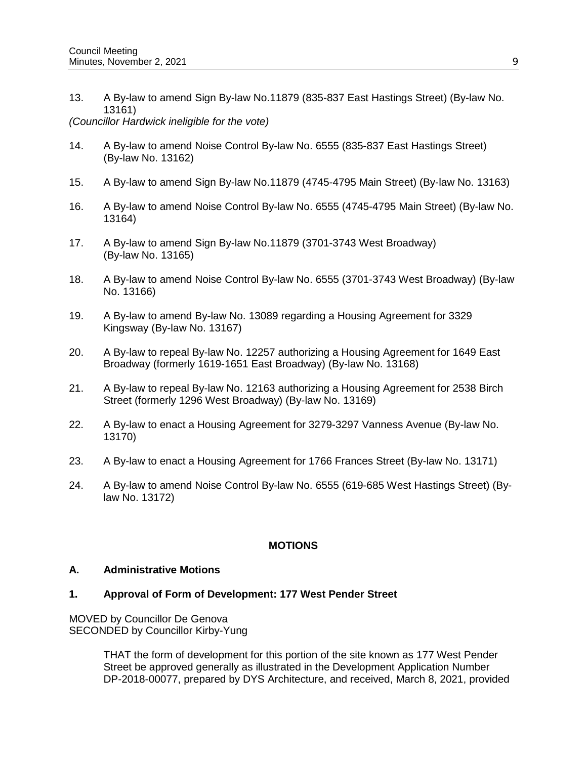13. A By-law to amend Sign By-law No.11879 (835-837 East Hastings Street) (By-law No. 13161)
*(Councillor Hardwick ineligible for the vote)*

14. A By-law to amend Noise Control By-law No. 6555 (835-837 East Hastings Street) (By-law No. 13162)

15. A By-law to amend Sign By-law No.11879 (4745-4795 Main Street) (By-law No. 13163)

16. A By-law to amend Noise Control By-law No. 6555 (4745-4795 Main Street) (By-law No. 13164)

17. A By-law to amend Sign By-law No.11879 (3701-3743 West Broadway) (By-law No. 13165)

18. A By-law to amend Noise Control By-law No. 6555 (3701-3743 West Broadway) (By-law No. 13166)

19. A By-law to amend By-law No. 13089 regarding a Housing Agreement for 3329 Kingsway (By-law No. 13167)

20. A By-law to repeal By-law No. 12257 authorizing a Housing Agreement for 1649 East Broadway (formerly 1619-1651 East Broadway) (By-law No. 13168)

21. A By-law to repeal By-law No. 12163 authorizing a Housing Agreement for 2538 Birch Street (formerly 1296 West Broadway) (By-law No. 13169)

22. A By-law to enact a Housing Agreement for 3279-3297 Vanness Avenue (By-law No. 13170)

23. A By-law to enact a Housing Agreement for 1766 Frances Street (By-law No. 13171)

24. A By-law to amend Noise Control By-law No. 6555 (619-685 West Hastings Street) (By-law No. 13172)

## MOTIONS

### A. Administrative Motions

### 1. Approval of Form of Development: 177 West Pender Street

MOVED by Councillor De Genova
SECONDED by Councillor Kirby-Yung

> THAT the form of development for this portion of the site known as 177 West Pender Street be approved generally as illustrated in the Development Application Number DP-2018-00077, prepared by DYS Architecture, and received, March 8, 2021, provided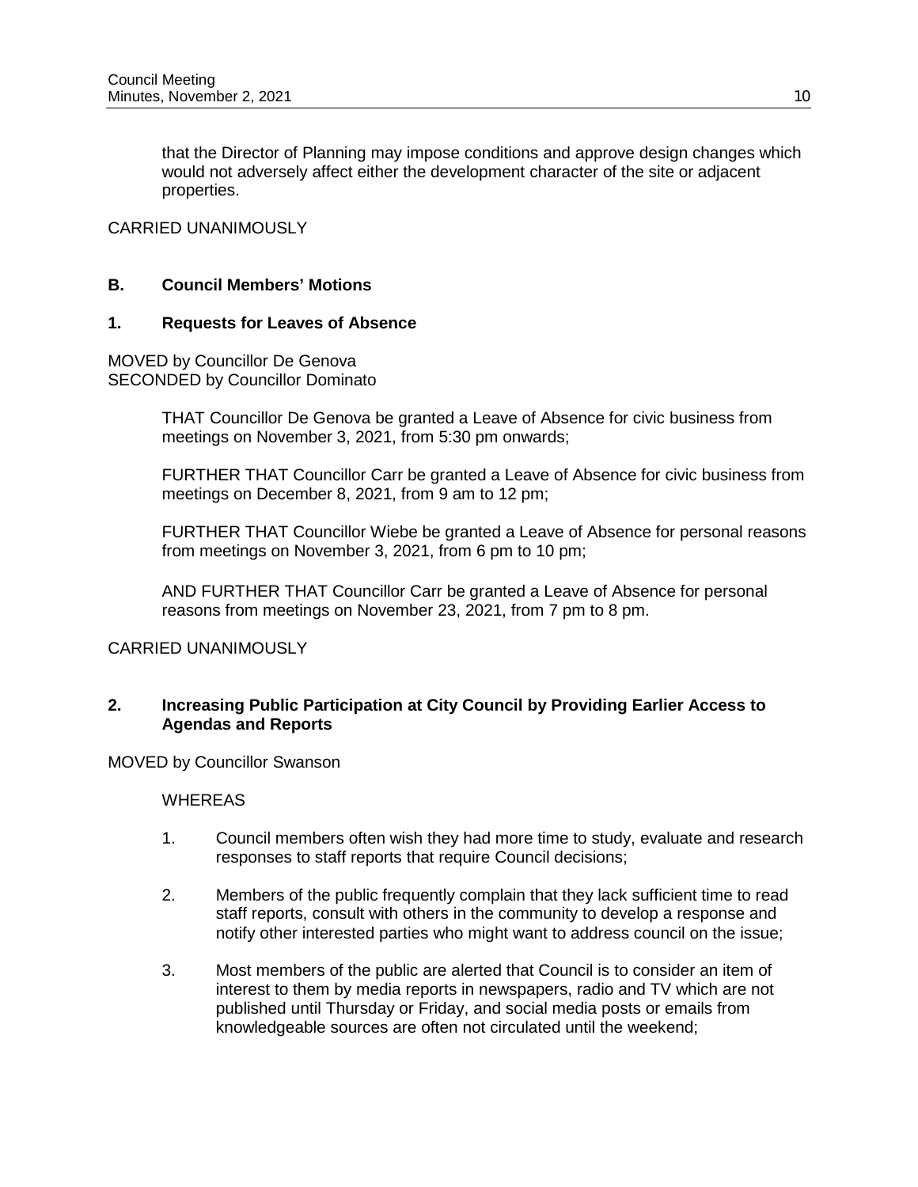that the Director of Planning may impose conditions and approve design changes which would not adversely affect either the development character of the site or adjacent properties.

CARRIED UNANIMOUSLY

## B. Council Members' Motions

### 1. Requests for Leaves of Absence

MOVED by Councillor De Genova
SECONDED by Councillor Dominato

> THAT Councillor De Genova be granted a Leave of Absence for civic business from meetings on November 3, 2021, from 5:30 pm onwards;
>
> FURTHER THAT Councillor Carr be granted a Leave of Absence for civic business from meetings on December 8, 2021, from 9 am to 12 pm;
>
> FURTHER THAT Councillor Wiebe be granted a Leave of Absence for personal reasons from meetings on November 3, 2021, from 6 pm to 10 pm;
>
> AND FURTHER THAT Councillor Carr be granted a Leave of Absence for personal reasons from meetings on November 23, 2021, from 7 pm to 8 pm.

CARRIED UNANIMOUSLY

### 2. Increasing Public Participation at City Council by Providing Earlier Access to Agendas and Reports

MOVED by Councillor Swanson

WHEREAS

1. Council members often wish they had more time to study, evaluate and research responses to staff reports that require Council decisions;
2. Members of the public frequently complain that they lack sufficient time to read staff reports, consult with others in the community to develop a response and notify other interested parties who might want to address council on the issue;
3. Most members of the public are alerted that Council is to consider an item of interest to them by media reports in newspapers, radio and TV which are not published until Thursday or Friday, and social media posts or emails from knowledgeable sources are often not circulated until the weekend;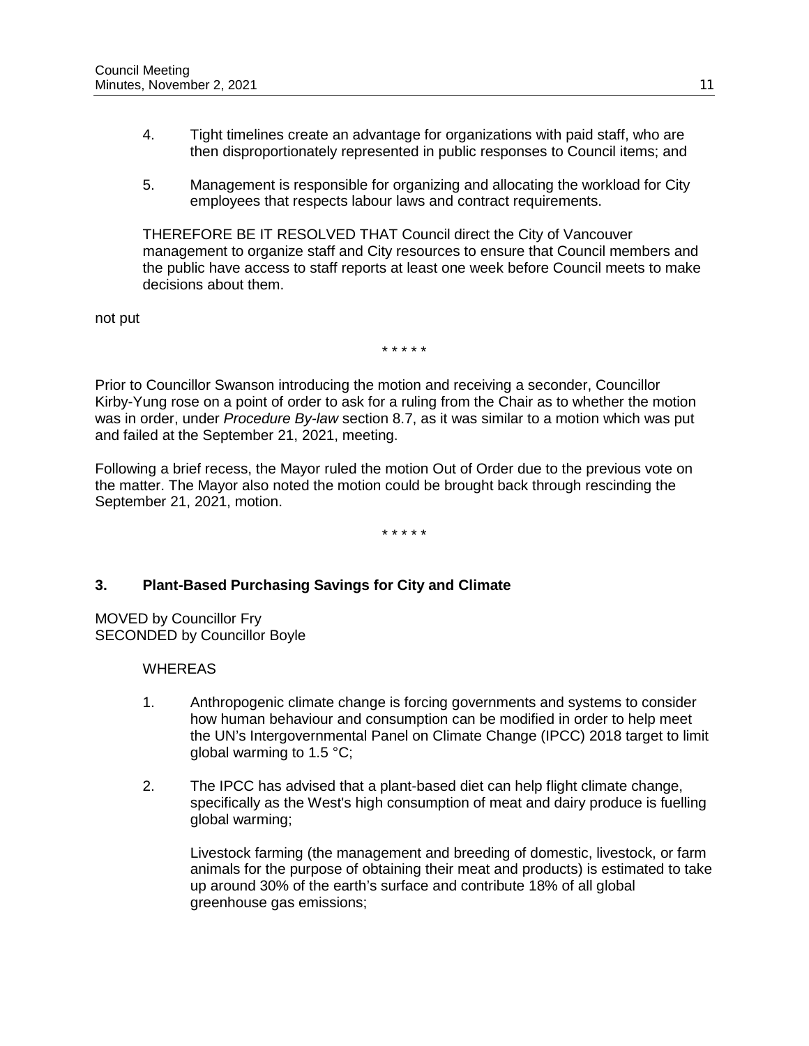4. Tight timelines create an advantage for organizations with paid staff, who are then disproportionately represented in public responses to Council items; and

5. Management is responsible for organizing and allocating the workload for City employees that respects labour laws and contract requirements.

THEREFORE BE IT RESOLVED THAT Council direct the City of Vancouver management to organize staff and City resources to ensure that Council members and the public have access to staff reports at least one week before Council meets to make decisions about them.

not put

\* \* \* \* \*

Prior to Councillor Swanson introducing the motion and receiving a seconder, Councillor Kirby-Yung rose on a point of order to ask for a ruling from the Chair as to whether the motion was in order, under *Procedure By-law* section 8.7, as it was similar to a motion which was put and failed at the September 21, 2021, meeting.

Following a brief recess, the Mayor ruled the motion Out of Order due to the previous vote on the matter. The Mayor also noted the motion could be brought back through rescinding the September 21, 2021, motion.

\* \* \* \* \*

### 3. Plant-Based Purchasing Savings for City and Climate

MOVED by Councillor Fry
SECONDED by Councillor Boyle

WHEREAS

1. Anthropogenic climate change is forcing governments and systems to consider how human behaviour and consumption can be modified in order to help meet the UN's Intergovernmental Panel on Climate Change (IPCC) 2018 target to limit global warming to 1.5 °C;

2. The IPCC has advised that a plant-based diet can help flight climate change, specifically as the West's high consumption of meat and dairy produce is fuelling global warming;

   Livestock farming (the management and breeding of domestic, livestock, or farm animals for the purpose of obtaining their meat and products) is estimated to take up around 30% of the earth's surface and contribute 18% of all global greenhouse gas emissions;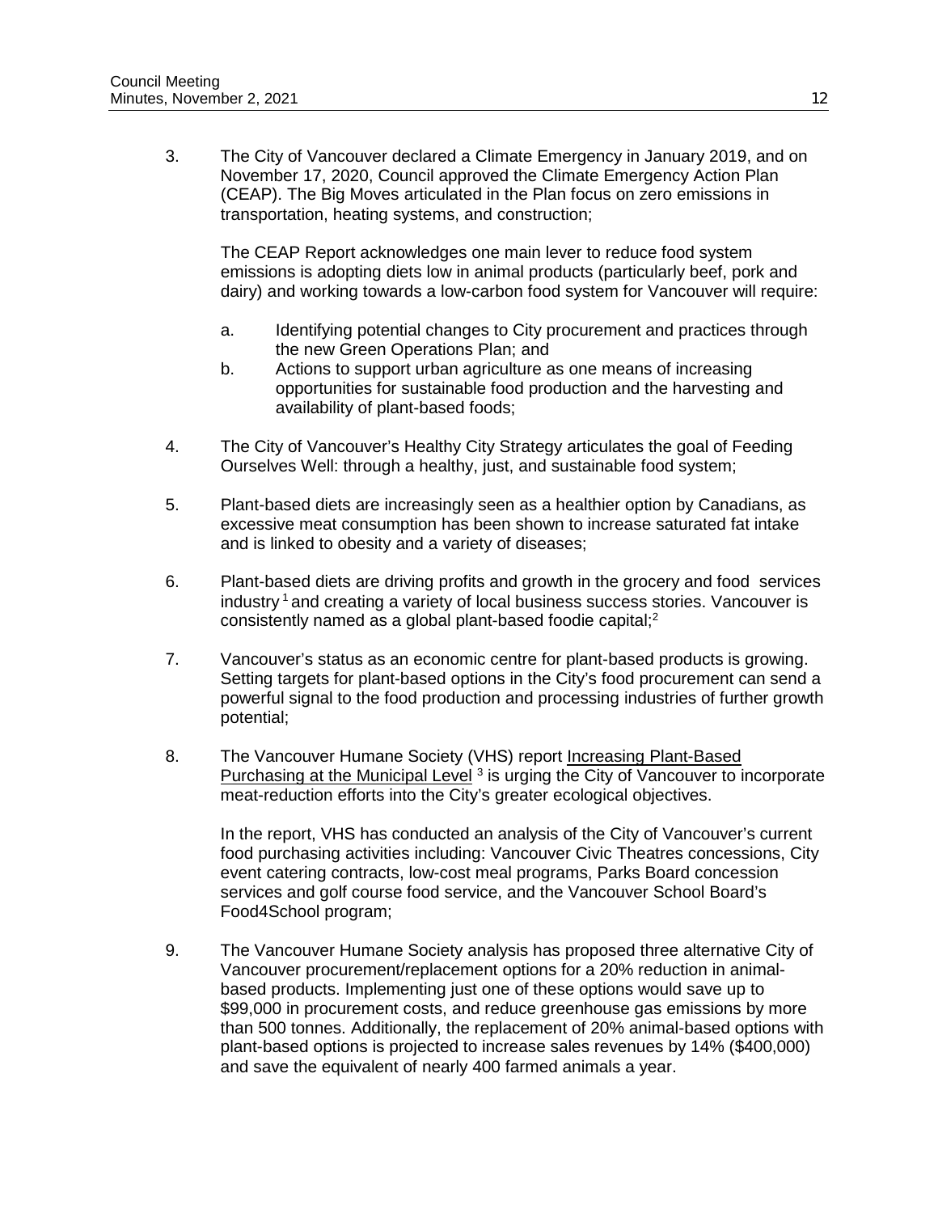3. The City of Vancouver declared a Climate Emergency in January 2019, and on November 17, 2020, Council approved the Climate Emergency Action Plan (CEAP). The Big Moves articulated in the Plan focus on zero emissions in transportation, heating systems, and construction;

   The CEAP Report acknowledges one main lever to reduce food system emissions is adopting diets low in animal products (particularly beef, pork and dairy) and working towards a low-carbon food system for Vancouver will require:

   a. Identifying potential changes to City procurement and practices through the new Green Operations Plan; and
   b. Actions to support urban agriculture as one means of increasing opportunities for sustainable food production and the harvesting and availability of plant-based foods;

4. The City of Vancouver's Healthy City Strategy articulates the goal of Feeding Ourselves Well: through a healthy, just, and sustainable food system;

5. Plant-based diets are increasingly seen as a healthier option by Canadians, as excessive meat consumption has been shown to increase saturated fat intake and is linked to obesity and a variety of diseases;

6. Plant-based diets are driving profits and growth in the grocery and food services industry [1] and creating a variety of local business success stories. Vancouver is consistently named as a global plant-based foodie capital;[2]

7. Vancouver's status as an economic centre for plant-based products is growing. Setting targets for plant-based options in the City's food procurement can send a powerful signal to the food production and processing industries of further growth potential;

8. The Vancouver Humane Society (VHS) report Increasing Plant-Based Purchasing at the Municipal Level [3] is urging the City of Vancouver to incorporate meat-reduction efforts into the City's greater ecological objectives.

   In the report, VHS has conducted an analysis of the City of Vancouver's current food purchasing activities including: Vancouver Civic Theatres concessions, City event catering contracts, low-cost meal programs, Parks Board concession services and golf course food service, and the Vancouver School Board's Food4School program;

9. The Vancouver Humane Society analysis has proposed three alternative City of Vancouver procurement/replacement options for a 20% reduction in animal-based products. Implementing just one of these options would save up to \$99,000 in procurement costs, and reduce greenhouse gas emissions by more than 500 tonnes. Additionally, the replacement of 20% animal-based options with plant-based options is projected to increase sales revenues by 14% (\$400,000) and save the equivalent of nearly 400 farmed animals a year.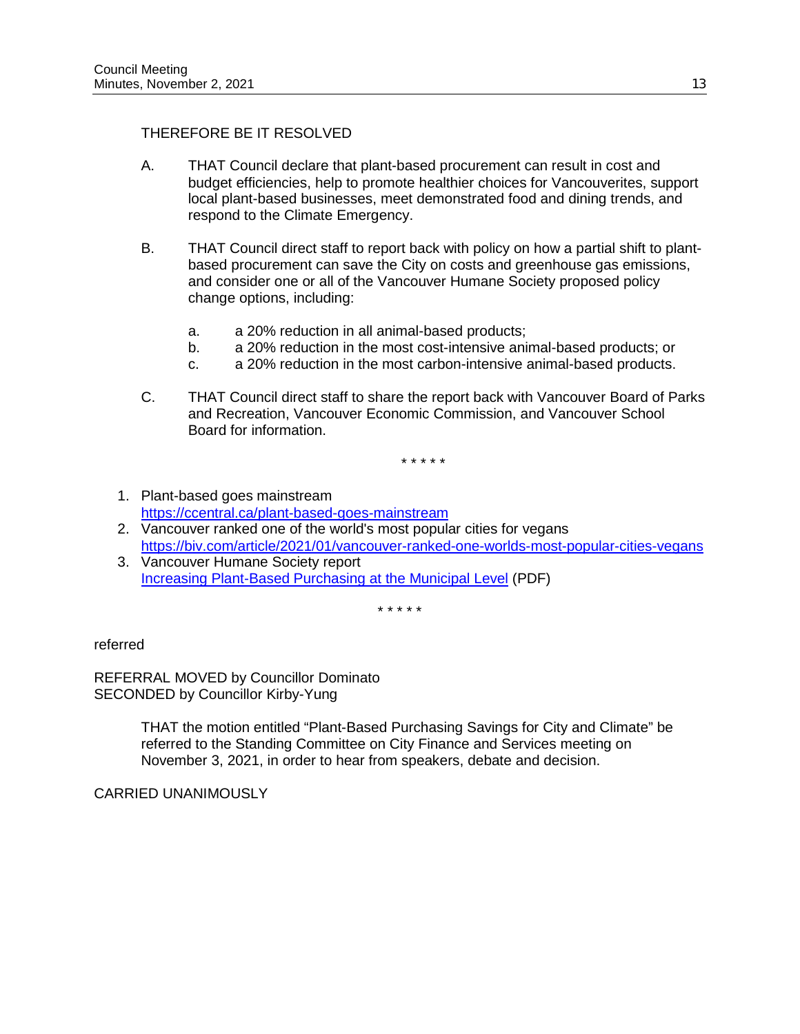THEREFORE BE IT RESOLVED

A. THAT Council declare that plant-based procurement can result in cost and budget efficiencies, help to promote healthier choices for Vancouverites, support local plant-based businesses, meet demonstrated food and dining trends, and respond to the Climate Emergency.

B. THAT Council direct staff to report back with policy on how a partial shift to plant-based procurement can save the City on costs and greenhouse gas emissions, and consider one or all of the Vancouver Humane Society proposed policy change options, including:

   a. a 20% reduction in all animal-based products;
   b. a 20% reduction in the most cost-intensive animal-based products; or
   c. a 20% reduction in the most carbon-intensive animal-based products.

C. THAT Council direct staff to share the report back with Vancouver Board of Parks and Recreation, Vancouver Economic Commission, and Vancouver School Board for information.

\* \* \* \* \*

1. Plant-based goes mainstream
   https://ccentral.ca/plant-based-goes-mainstream
2. Vancouver ranked one of the world's most popular cities for vegans
   https://biv.com/article/2021/01/vancouver-ranked-one-worlds-most-popular-cities-vegans
3. Vancouver Humane Society report
   Increasing Plant-Based Purchasing at the Municipal Level (PDF)

\* \* \* \* \*

referred

REFERRAL MOVED by Councillor Dominato
SECONDED by Councillor Kirby-Yung

> THAT the motion entitled "Plant-Based Purchasing Savings for City and Climate" be referred to the Standing Committee on City Finance and Services meeting on November 3, 2021, in order to hear from speakers, debate and decision.

CARRIED UNANIMOUSLY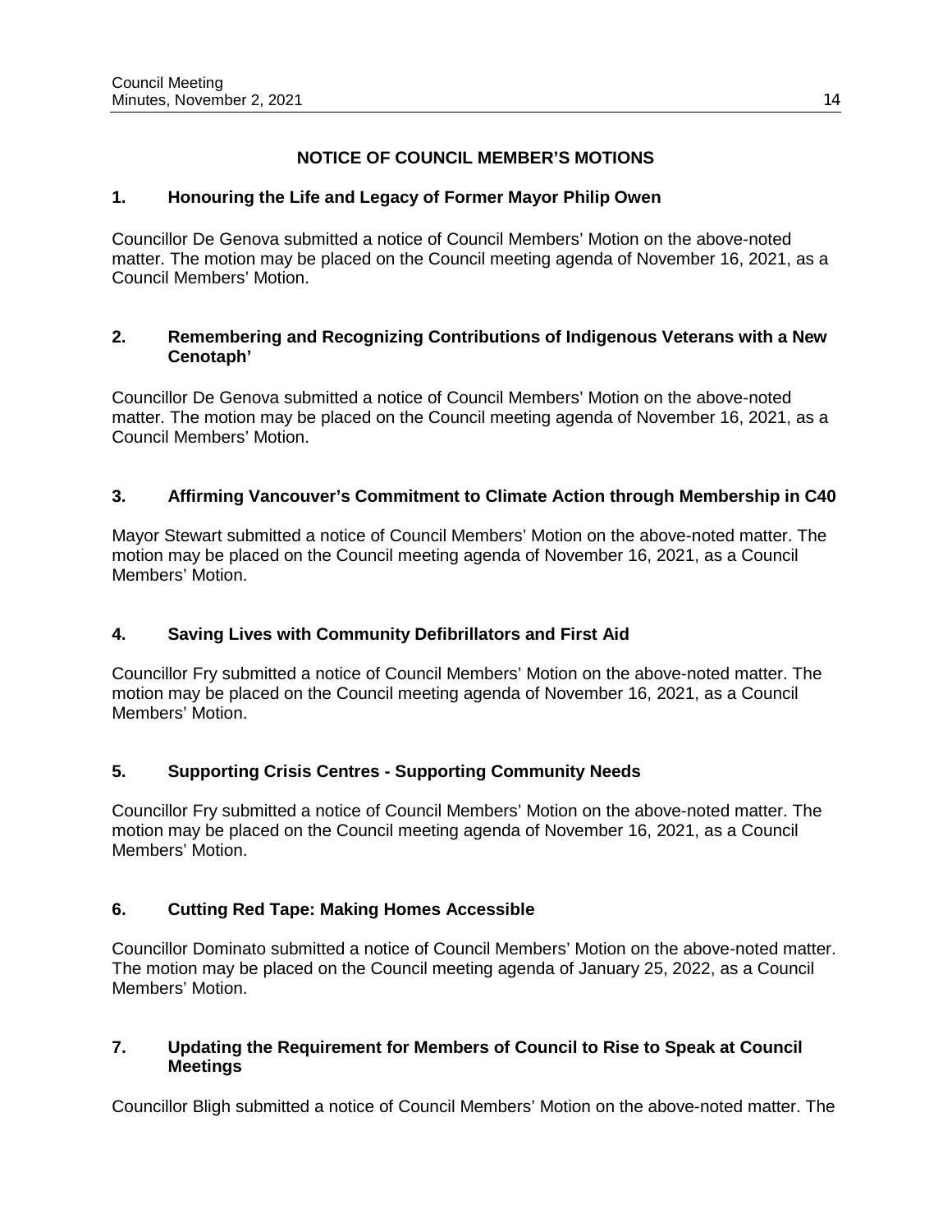## NOTICE OF COUNCIL MEMBER'S MOTIONS

### 1. Honouring the Life and Legacy of Former Mayor Philip Owen

Councillor De Genova submitted a notice of Council Members' Motion on the above-noted matter. The motion may be placed on the Council meeting agenda of November 16, 2021, as a Council Members' Motion.

### 2. Remembering and Recognizing Contributions of Indigenous Veterans with a New Cenotaph'

Councillor De Genova submitted a notice of Council Members' Motion on the above-noted matter. The motion may be placed on the Council meeting agenda of November 16, 2021, as a Council Members' Motion.

### 3. Affirming Vancouver's Commitment to Climate Action through Membership in C40

Mayor Stewart submitted a notice of Council Members' Motion on the above-noted matter. The motion may be placed on the Council meeting agenda of November 16, 2021, as a Council Members' Motion.

### 4. Saving Lives with Community Defibrillators and First Aid

Councillor Fry submitted a notice of Council Members' Motion on the above-noted matter. The motion may be placed on the Council meeting agenda of November 16, 2021, as a Council Members' Motion.

### 5. Supporting Crisis Centres - Supporting Community Needs

Councillor Fry submitted a notice of Council Members' Motion on the above-noted matter. The motion may be placed on the Council meeting agenda of November 16, 2021, as a Council Members' Motion.

### 6. Cutting Red Tape: Making Homes Accessible

Councillor Dominato submitted a notice of Council Members' Motion on the above-noted matter. The motion may be placed on the Council meeting agenda of January 25, 2022, as a Council Members' Motion.

### 7. Updating the Requirement for Members of Council to Rise to Speak at Council Meetings

Councillor Bligh submitted a notice of Council Members' Motion on the above-noted matter. The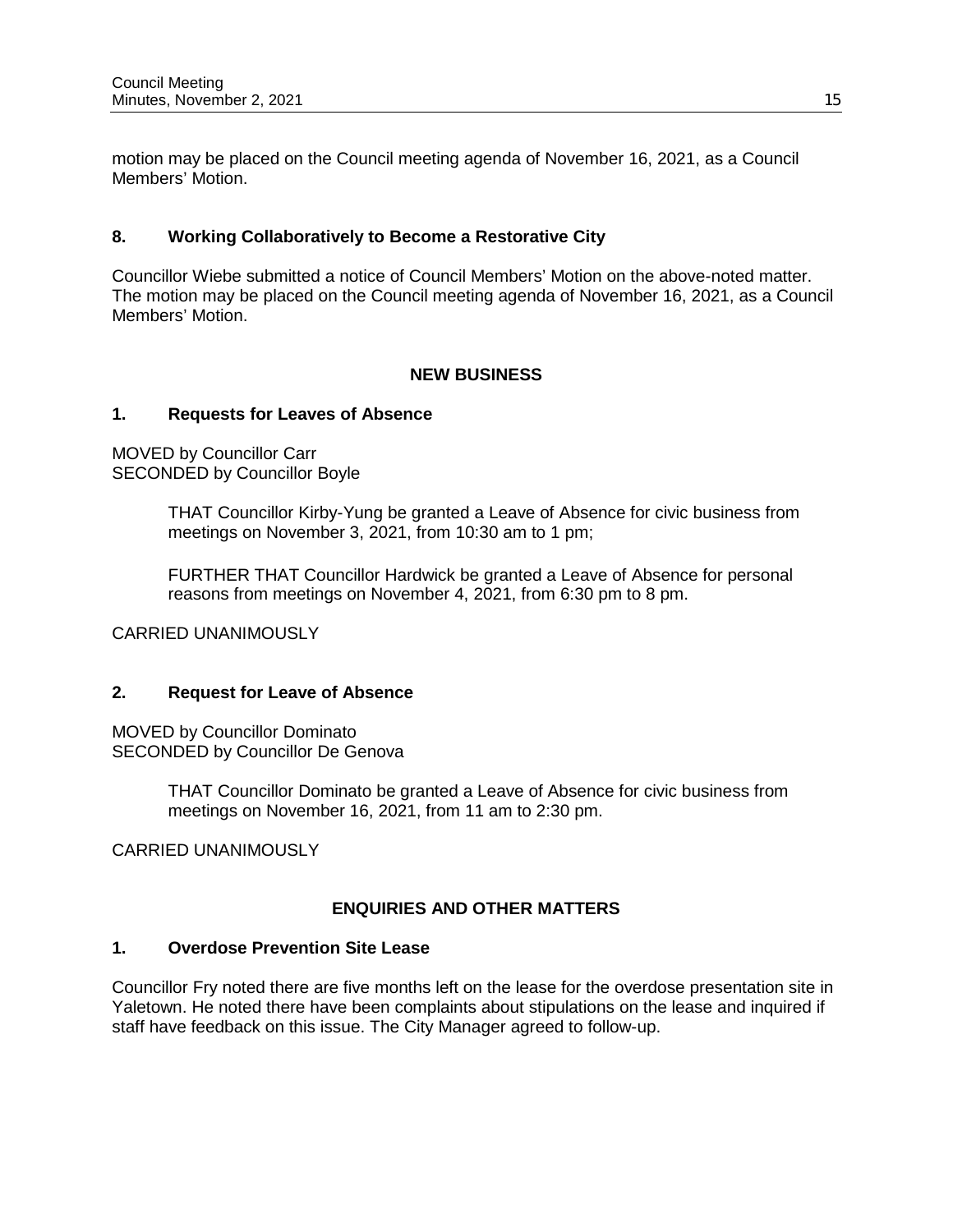motion may be placed on the Council meeting agenda of November 16, 2021, as a Council Members' Motion.

### 8. Working Collaboratively to Become a Restorative City

Councillor Wiebe submitted a notice of Council Members' Motion on the above-noted matter. The motion may be placed on the Council meeting agenda of November 16, 2021, as a Council Members' Motion.

## NEW BUSINESS

### 1. Requests for Leaves of Absence

MOVED by Councillor Carr
SECONDED by Councillor Boyle

> THAT Councillor Kirby-Yung be granted a Leave of Absence for civic business from meetings on November 3, 2021, from 10:30 am to 1 pm;
>
> FURTHER THAT Councillor Hardwick be granted a Leave of Absence for personal reasons from meetings on November 4, 2021, from 6:30 pm to 8 pm.

CARRIED UNANIMOUSLY

### 2. Request for Leave of Absence

MOVED by Councillor Dominato
SECONDED by Councillor De Genova

> THAT Councillor Dominato be granted a Leave of Absence for civic business from meetings on November 16, 2021, from 11 am to 2:30 pm.

CARRIED UNANIMOUSLY

## ENQUIRIES AND OTHER MATTERS

### 1. Overdose Prevention Site Lease

Councillor Fry noted there are five months left on the lease for the overdose presentation site in Yaletown. He noted there have been complaints about stipulations on the lease and inquired if staff have feedback on this issue. The City Manager agreed to follow-up.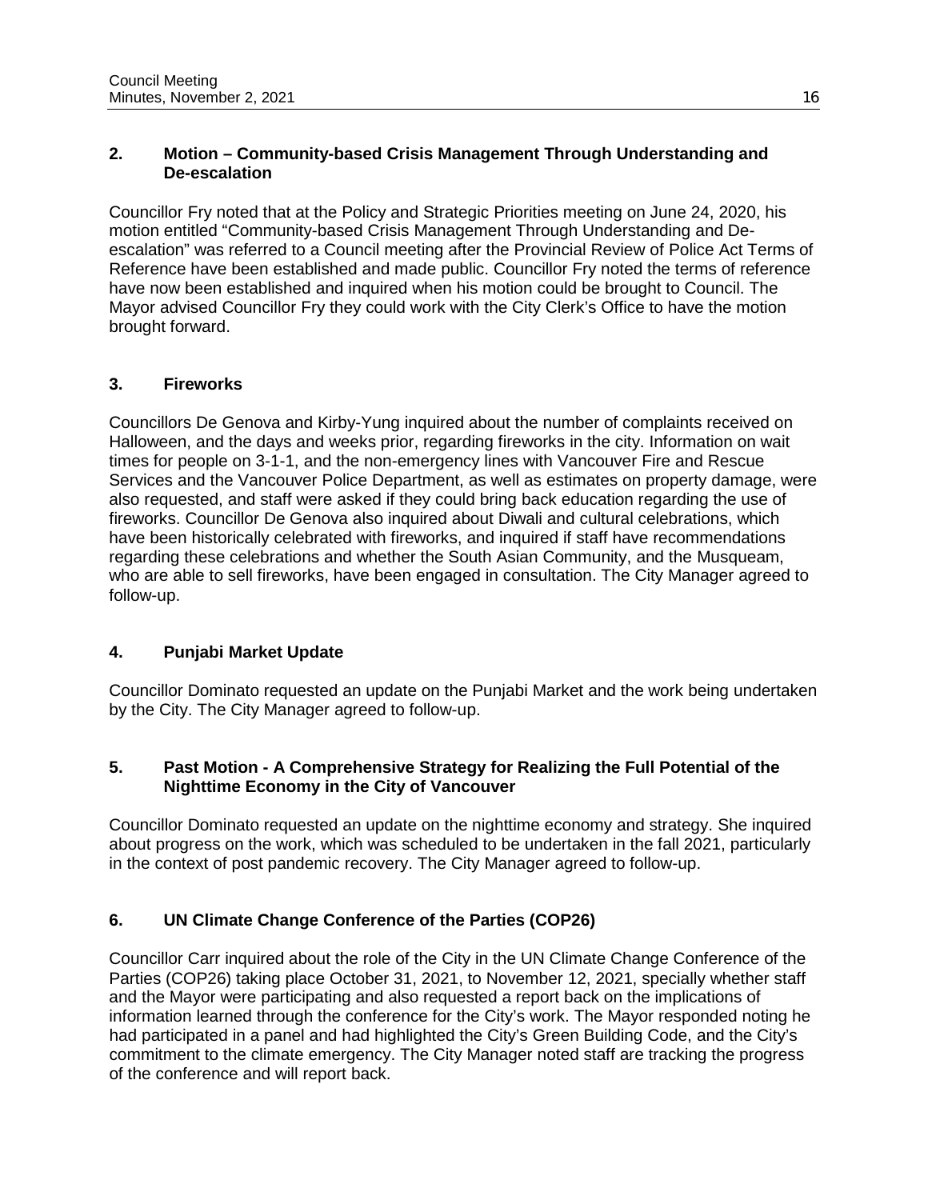**2. Motion – Community-based Crisis Management Through Understanding and De-escalation**

Councillor Fry noted that at the Policy and Strategic Priorities meeting on June 24, 2020, his motion entitled "Community-based Crisis Management Through Understanding and De-escalation" was referred to a Council meeting after the Provincial Review of Police Act Terms of Reference have been established and made public. Councillor Fry noted the terms of reference have now been established and inquired when his motion could be brought to Council. The Mayor advised Councillor Fry they could work with the City Clerk's Office to have the motion brought forward.

**3. Fireworks**

Councillors De Genova and Kirby-Yung inquired about the number of complaints received on Halloween, and the days and weeks prior, regarding fireworks in the city. Information on wait times for people on 3-1-1, and the non-emergency lines with Vancouver Fire and Rescue Services and the Vancouver Police Department, as well as estimates on property damage, were also requested, and staff were asked if they could bring back education regarding the use of fireworks. Councillor De Genova also inquired about Diwali and cultural celebrations, which have been historically celebrated with fireworks, and inquired if staff have recommendations regarding these celebrations and whether the South Asian Community, and the Musqueam, who are able to sell fireworks, have been engaged in consultation. The City Manager agreed to follow-up.

**4. Punjabi Market Update**

Councillor Dominato requested an update on the Punjabi Market and the work being undertaken by the City. The City Manager agreed to follow-up.

**5. Past Motion - A Comprehensive Strategy for Realizing the Full Potential of the Nighttime Economy in the City of Vancouver**

Councillor Dominato requested an update on the nighttime economy and strategy. She inquired about progress on the work, which was scheduled to be undertaken in the fall 2021, particularly in the context of post pandemic recovery. The City Manager agreed to follow-up.

**6. UN Climate Change Conference of the Parties (COP26)**

Councillor Carr inquired about the role of the City in the UN Climate Change Conference of the Parties (COP26) taking place October 31, 2021, to November 12, 2021, specially whether staff and the Mayor were participating and also requested a report back on the implications of information learned through the conference for the City's work. The Mayor responded noting he had participated in a panel and had highlighted the City's Green Building Code, and the City's commitment to the climate emergency. The City Manager noted staff are tracking the progress of the conference and will report back.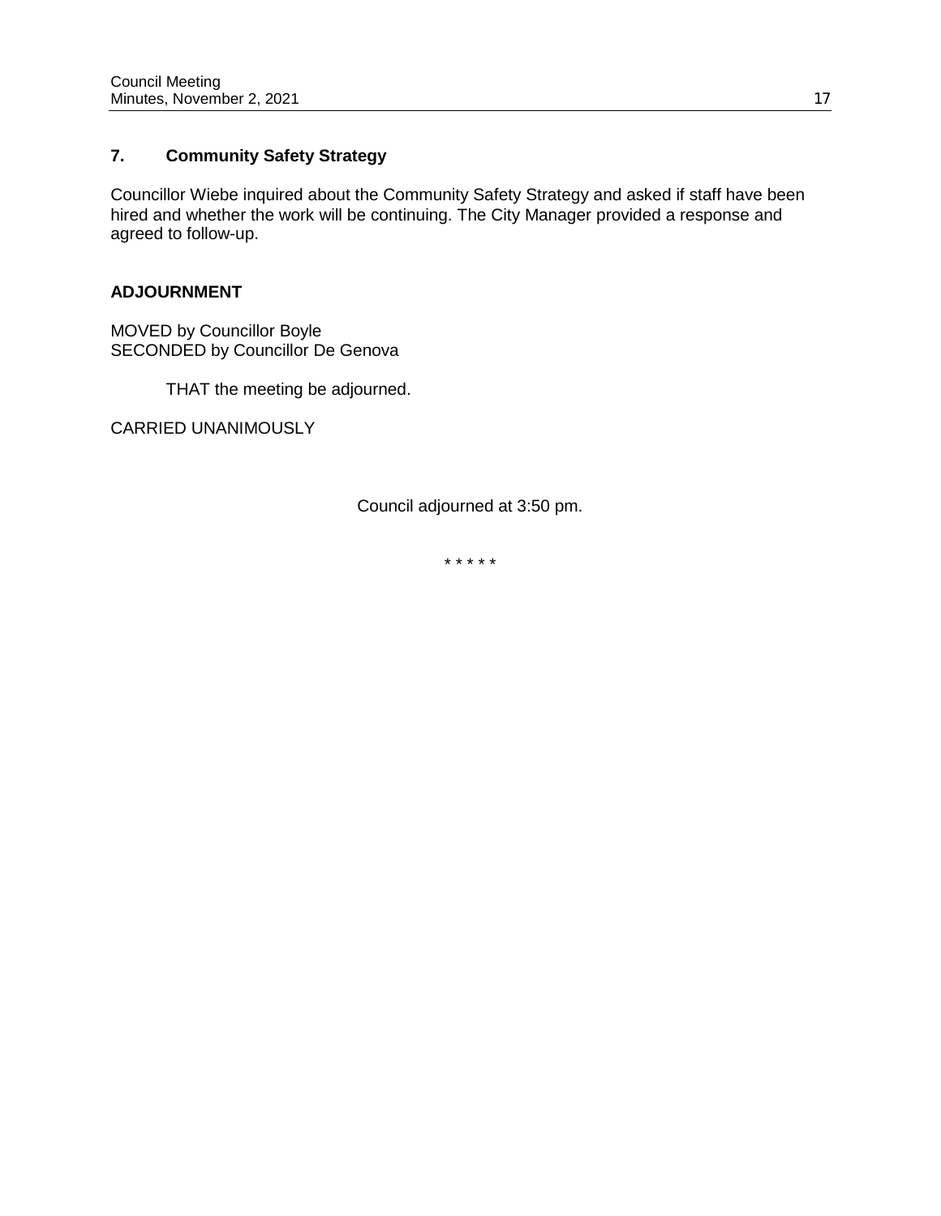## 7. Community Safety Strategy

Councillor Wiebe inquired about the Community Safety Strategy and asked if staff have been hired and whether the work will be continuing. The City Manager provided a response and agreed to follow-up.

## ADJOURNMENT

MOVED by Councillor Boyle
SECONDED by Councillor De Genova

THAT the meeting be adjourned.

CARRIED UNANIMOUSLY

Council adjourned at 3:50 pm.

\* \* \* \* \*